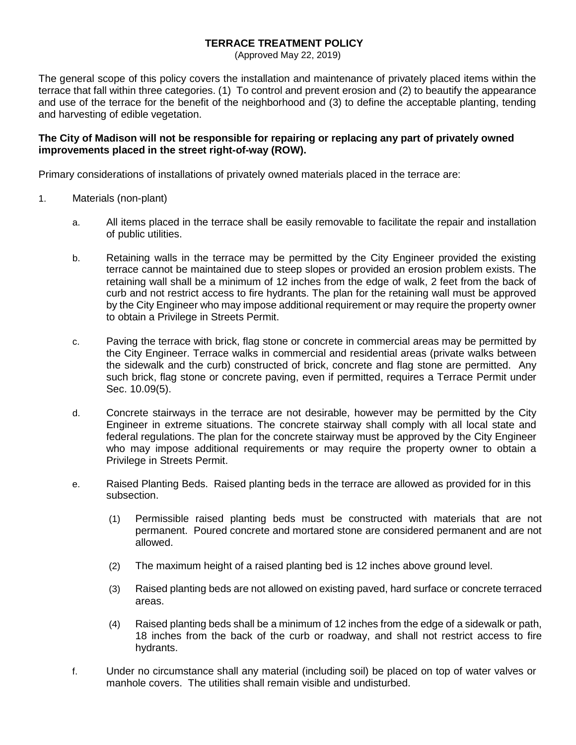# TERRACE TREATMENT POLICY

(Approved May 22, 2019)

The general scope of this policy covers the installation and maintenance of privately placed items within the terrace that fall within three categories. (1) To control and prevent erosion and (2) to beautify the appearance and use of the terrace for the benefit of the neighborhood and (3) to define the acceptable planting, tending and harvesting of edible vegetation.

**The City of Madison will not be responsible for repairing or replacing any part of privately owned improvements placed in the street right-of-way (ROW).**

Primary considerations of installations of privately owned materials placed in the terrace are:

1. Materials (non-plant)

   a. All items placed in the terrace shall be easily removable to facilitate the repair and installation of public utilities.

   b. Retaining walls in the terrace may be permitted by the City Engineer provided the existing terrace cannot be maintained due to steep slopes or provided an erosion problem exists. The retaining wall shall be a minimum of 12 inches from the edge of walk, 2 feet from the back of curb and not restrict access to fire hydrants. The plan for the retaining wall must be approved by the City Engineer who may impose additional requirement or may require the property owner to obtain a Privilege in Streets Permit.

   c. Paving the terrace with brick, flag stone or concrete in commercial areas may be permitted by the City Engineer. Terrace walks in commercial and residential areas (private walks between the sidewalk and the curb) constructed of brick, concrete and flag stone are permitted. Any such brick, flag stone or concrete paving, even if permitted, requires a Terrace Permit under Sec. 10.09(5).

   d. Concrete stairways in the terrace are not desirable, however may be permitted by the City Engineer in extreme situations. The concrete stairway shall comply with all local state and federal regulations. The plan for the concrete stairway must be approved by the City Engineer who may impose additional requirements or may require the property owner to obtain a Privilege in Streets Permit.

   e. Raised Planting Beds. Raised planting beds in the terrace are allowed as provided for in this subsection.

      (1) Permissible raised planting beds must be constructed with materials that are not permanent. Poured concrete and mortared stone are considered permanent and are not allowed.

      (2) The maximum height of a raised planting bed is 12 inches above ground level.

      (3) Raised planting beds are not allowed on existing paved, hard surface or concrete terraced areas.

      (4) Raised planting beds shall be a minimum of 12 inches from the edge of a sidewalk or path, 18 inches from the back of the curb or roadway, and shall not restrict access to fire hydrants.

   f. Under no circumstance shall any material (including soil) be placed on top of water valves or manhole covers. The utilities shall remain visible and undisturbed.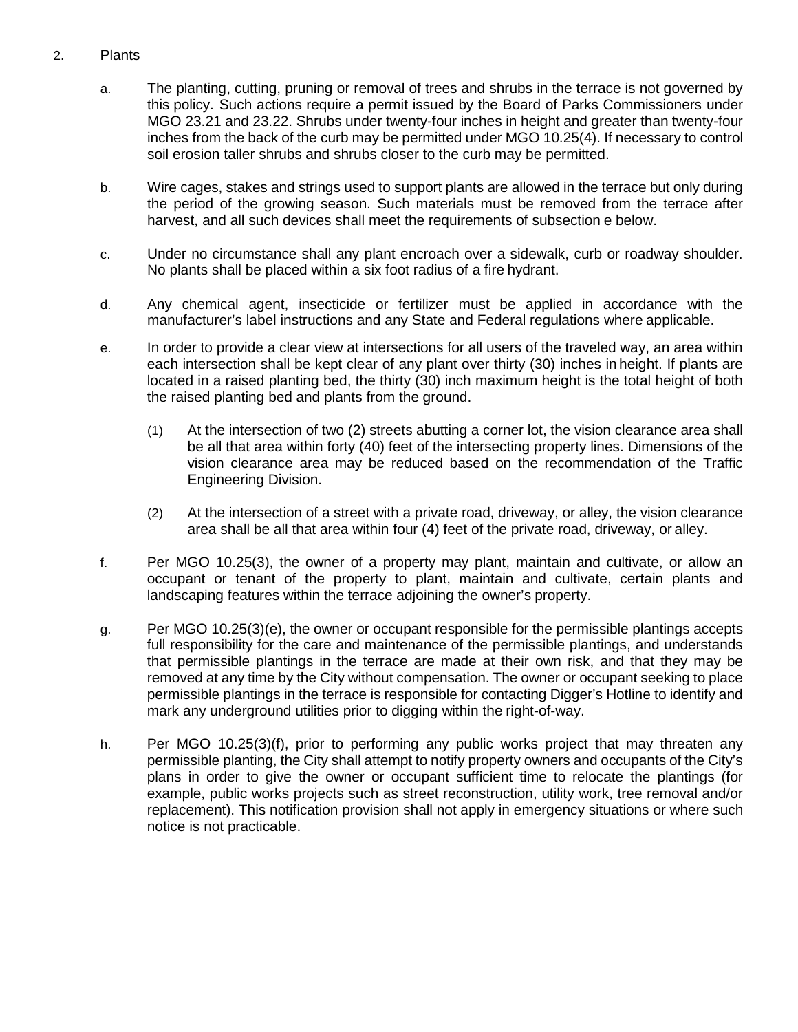2. Plants

   a. The planting, cutting, pruning or removal of trees and shrubs in the terrace is not governed by this policy. Such actions require a permit issued by the Board of Parks Commissioners under MGO 23.21 and 23.22. Shrubs under twenty-four inches in height and greater than twenty-four inches from the back of the curb may be permitted under MGO 10.25(4). If necessary to control soil erosion taller shrubs and shrubs closer to the curb may be permitted.

   b. Wire cages, stakes and strings used to support plants are allowed in the terrace but only during the period of the growing season. Such materials must be removed from the terrace after harvest, and all such devices shall meet the requirements of subsection e below.

   c. Under no circumstance shall any plant encroach over a sidewalk, curb or roadway shoulder. No plants shall be placed within a six foot radius of a fire hydrant.

   d. Any chemical agent, insecticide or fertilizer must be applied in accordance with the manufacturer's label instructions and any State and Federal regulations where applicable.

   e. In order to provide a clear view at intersections for all users of the traveled way, an area within each intersection shall be kept clear of any plant over thirty (30) inches in height. If plants are located in a raised planting bed, the thirty (30) inch maximum height is the total height of both the raised planting bed and plants from the ground.

      (1) At the intersection of two (2) streets abutting a corner lot, the vision clearance area shall be all that area within forty (40) feet of the intersecting property lines. Dimensions of the vision clearance area may be reduced based on the recommendation of the Traffic Engineering Division.

      (2) At the intersection of a street with a private road, driveway, or alley, the vision clearance area shall be all that area within four (4) feet of the private road, driveway, or alley.

   f. Per MGO 10.25(3), the owner of a property may plant, maintain and cultivate, or allow an occupant or tenant of the property to plant, maintain and cultivate, certain plants and landscaping features within the terrace adjoining the owner's property.

   g. Per MGO 10.25(3)(e), the owner or occupant responsible for the permissible plantings accepts full responsibility for the care and maintenance of the permissible plantings, and understands that permissible plantings in the terrace are made at their own risk, and that they may be removed at any time by the City without compensation. The owner or occupant seeking to place permissible plantings in the terrace is responsible for contacting Digger's Hotline to identify and mark any underground utilities prior to digging within the right-of-way.

   h. Per MGO 10.25(3)(f), prior to performing any public works project that may threaten any permissible planting, the City shall attempt to notify property owners and occupants of the City's plans in order to give the owner or occupant sufficient time to relocate the plantings (for example, public works projects such as street reconstruction, utility work, tree removal and/or replacement). This notification provision shall not apply in emergency situations or where such notice is not practicable.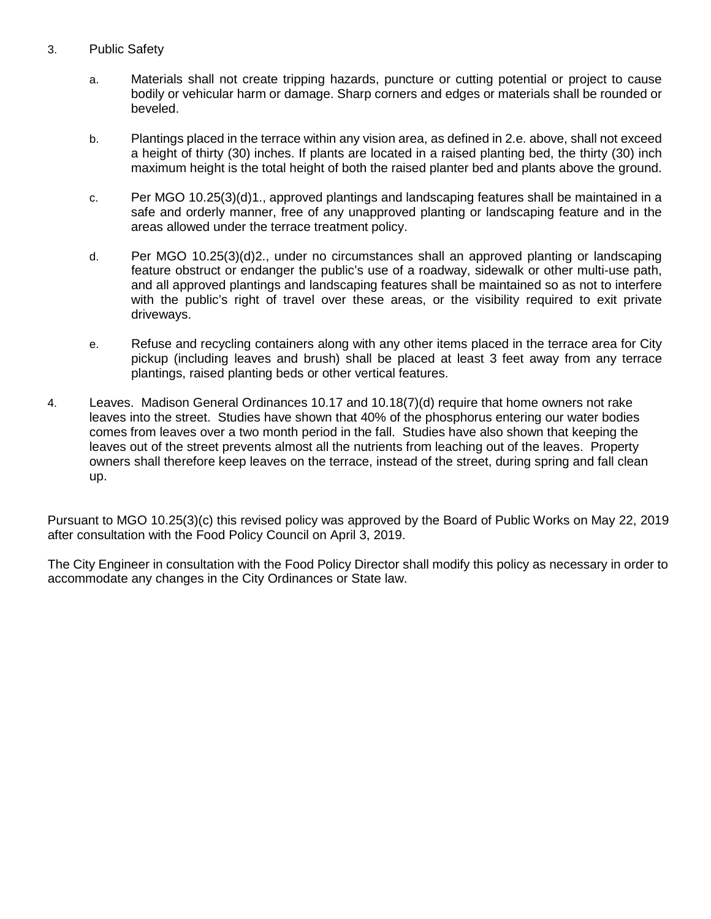3. Public Safety

   a. Materials shall not create tripping hazards, puncture or cutting potential or project to cause bodily or vehicular harm or damage. Sharp corners and edges or materials shall be rounded or beveled.

   b. Plantings placed in the terrace within any vision area, as defined in 2.e. above, shall not exceed a height of thirty (30) inches. If plants are located in a raised planting bed, the thirty (30) inch maximum height is the total height of both the raised planter bed and plants above the ground.

   c. Per MGO 10.25(3)(d)1., approved plantings and landscaping features shall be maintained in a safe and orderly manner, free of any unapproved planting or landscaping feature and in the areas allowed under the terrace treatment policy.

   d. Per MGO 10.25(3)(d)2., under no circumstances shall an approved planting or landscaping feature obstruct or endanger the public's use of a roadway, sidewalk or other multi-use path, and all approved plantings and landscaping features shall be maintained so as not to interfere with the public's right of travel over these areas, or the visibility required to exit private driveways.

   e. Refuse and recycling containers along with any other items placed in the terrace area for City pickup (including leaves and brush) shall be placed at least 3 feet away from any terrace plantings, raised planting beds or other vertical features.

4. Leaves. Madison General Ordinances 10.17 and 10.18(7)(d) require that home owners not rake leaves into the street. Studies have shown that 40% of the phosphorus entering our water bodies comes from leaves over a two month period in the fall. Studies have also shown that keeping the leaves out of the street prevents almost all the nutrients from leaching out of the leaves. Property owners shall therefore keep leaves on the terrace, instead of the street, during spring and fall clean up.

Pursuant to MGO 10.25(3)(c) this revised policy was approved by the Board of Public Works on May 22, 2019 after consultation with the Food Policy Council on April 3, 2019.

The City Engineer in consultation with the Food Policy Director shall modify this policy as necessary in order to accommodate any changes in the City Ordinances or State law.